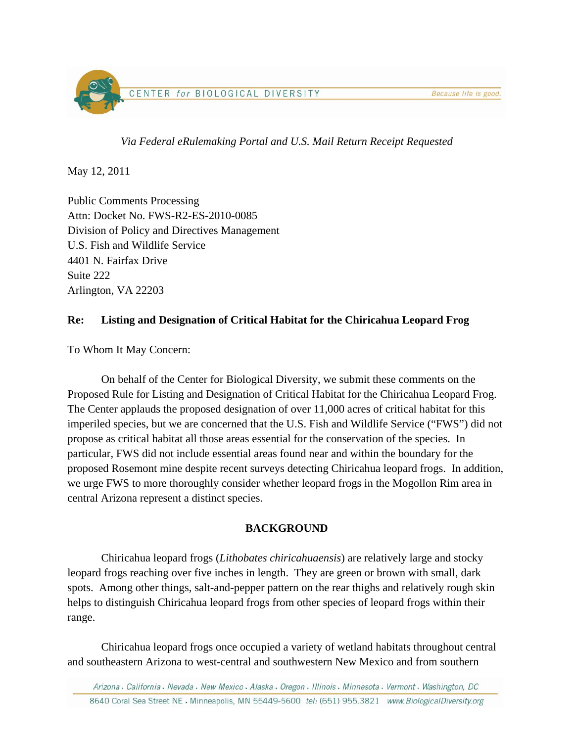CENTER *for* BIOLOGICAL DIVERSITY — *Because life is good.*

*Via Federal eRulemaking Portal and U.S. Mail Return Receipt Requested*

May 12, 2011

Public Comments Processing
Attn: Docket No. FWS-R2-ES-2010-0085
Division of Policy and Directives Management
U.S. Fish and Wildlife Service
4401 N. Fairfax Drive
Suite 222
Arlington, VA 22203

**Re: Listing and Designation of Critical Habitat for the Chiricahua Leopard Frog**

To Whom It May Concern:

On behalf of the Center for Biological Diversity, we submit these comments on the Proposed Rule for Listing and Designation of Critical Habitat for the Chiricahua Leopard Frog. The Center applauds the proposed designation of over 11,000 acres of critical habitat for this imperiled species, but we are concerned that the U.S. Fish and Wildlife Service ("FWS") did not propose as critical habitat all those areas essential for the conservation of the species. In particular, FWS did not include essential areas found near and within the boundary for the proposed Rosemont mine despite recent surveys detecting Chiricahua leopard frogs. In addition, we urge FWS to more thoroughly consider whether leopard frogs in the Mogollon Rim area in central Arizona represent a distinct species.

## BACKGROUND

Chiricahua leopard frogs (*Lithobates chiricahuaensis*) are relatively large and stocky leopard frogs reaching over five inches in length. They are green or brown with small, dark spots. Among other things, salt-and-pepper pattern on the rear thighs and relatively rough skin helps to distinguish Chiricahua leopard frogs from other species of leopard frogs within their range.

Chiricahua leopard frogs once occupied a variety of wetland habitats throughout central and southeastern Arizona to west-central and southwestern New Mexico and from southern

Arizona . California . Nevada . New Mexico . Alaska . Oregon . Illinois . Minnesota . Vermont . Washington, DC
8640 Coral Sea Street NE . Minneapolis, MN 55449-5600 tel: (651) 955.3821 www.BiologicalDiversity.org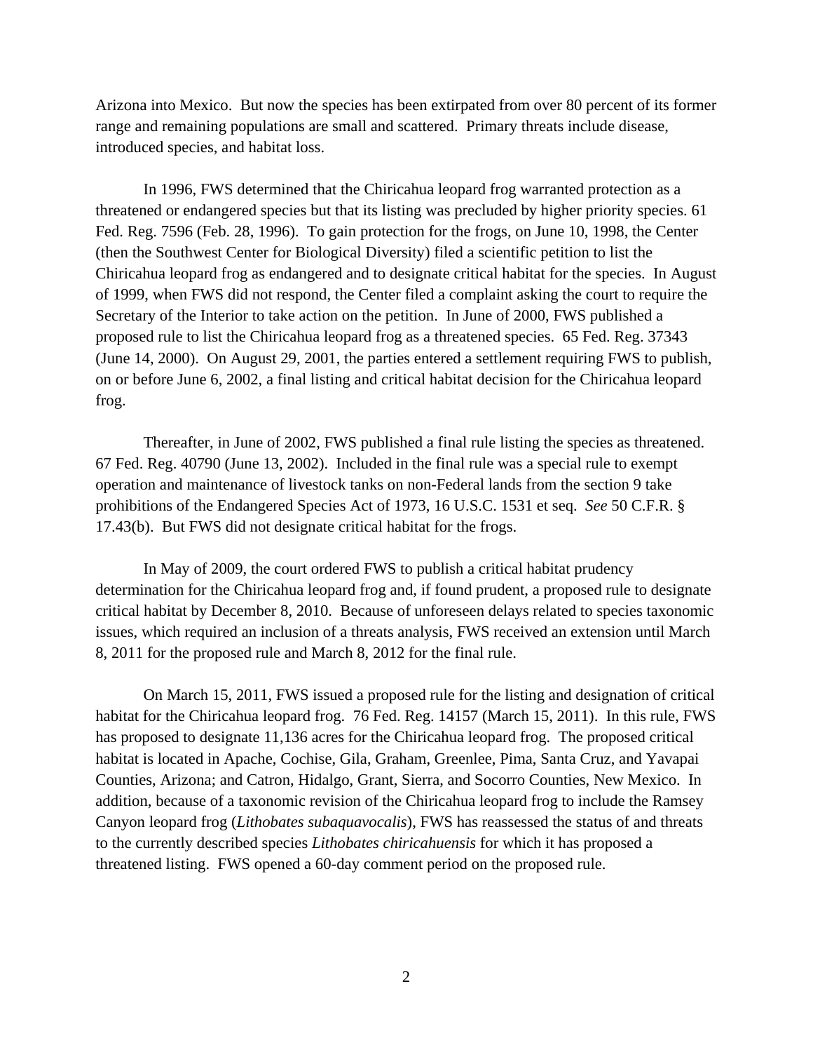Arizona into Mexico. But now the species has been extirpated from over 80 percent of its former range and remaining populations are small and scattered. Primary threats include disease, introduced species, and habitat loss.

In 1996, FWS determined that the Chiricahua leopard frog warranted protection as a threatened or endangered species but that its listing was precluded by higher priority species. 61 Fed. Reg. 7596 (Feb. 28, 1996). To gain protection for the frogs, on June 10, 1998, the Center (then the Southwest Center for Biological Diversity) filed a scientific petition to list the Chiricahua leopard frog as endangered and to designate critical habitat for the species. In August of 1999, when FWS did not respond, the Center filed a complaint asking the court to require the Secretary of the Interior to take action on the petition. In June of 2000, FWS published a proposed rule to list the Chiricahua leopard frog as a threatened species. 65 Fed. Reg. 37343 (June 14, 2000). On August 29, 2001, the parties entered a settlement requiring FWS to publish, on or before June 6, 2002, a final listing and critical habitat decision for the Chiricahua leopard frog.

Thereafter, in June of 2002, FWS published a final rule listing the species as threatened. 67 Fed. Reg. 40790 (June 13, 2002). Included in the final rule was a special rule to exempt operation and maintenance of livestock tanks on non-Federal lands from the section 9 take prohibitions of the Endangered Species Act of 1973, 16 U.S.C. 1531 et seq. *See* 50 C.F.R. § 17.43(b). But FWS did not designate critical habitat for the frogs.

In May of 2009, the court ordered FWS to publish a critical habitat prudency determination for the Chiricahua leopard frog and, if found prudent, a proposed rule to designate critical habitat by December 8, 2010. Because of unforeseen delays related to species taxonomic issues, which required an inclusion of a threats analysis, FWS received an extension until March 8, 2011 for the proposed rule and March 8, 2012 for the final rule.

On March 15, 2011, FWS issued a proposed rule for the listing and designation of critical habitat for the Chiricahua leopard frog. 76 Fed. Reg. 14157 (March 15, 2011). In this rule, FWS has proposed to designate 11,136 acres for the Chiricahua leopard frog. The proposed critical habitat is located in Apache, Cochise, Gila, Graham, Greenlee, Pima, Santa Cruz, and Yavapai Counties, Arizona; and Catron, Hidalgo, Grant, Sierra, and Socorro Counties, New Mexico. In addition, because of a taxonomic revision of the Chiricahua leopard frog to include the Ramsey Canyon leopard frog (*Lithobates subaquavocalis*), FWS has reassessed the status of and threats to the currently described species *Lithobates chiricahuensis* for which it has proposed a threatened listing. FWS opened a 60-day comment period on the proposed rule.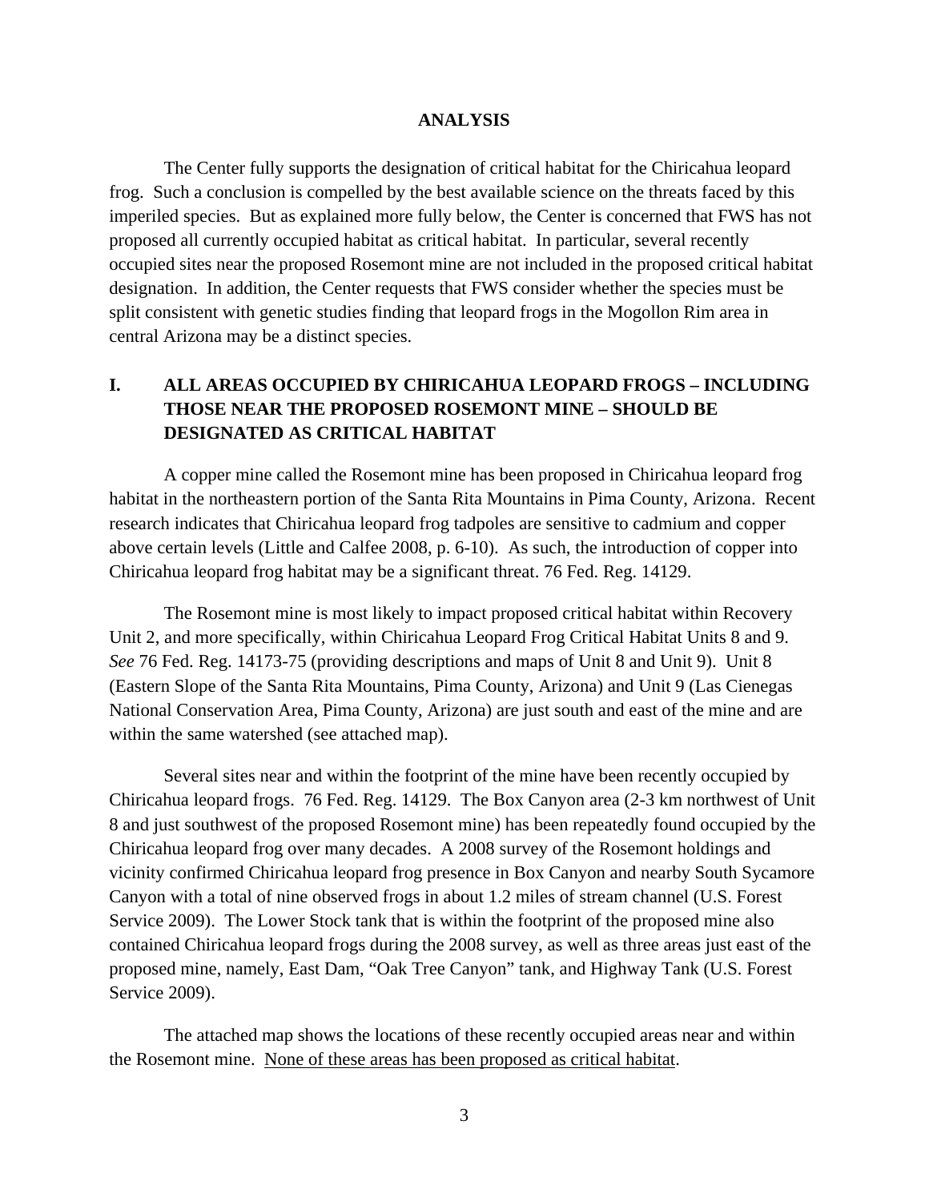## ANALYSIS

The Center fully supports the designation of critical habitat for the Chiricahua leopard frog. Such a conclusion is compelled by the best available science on the threats faced by this imperiled species. But as explained more fully below, the Center is concerned that FWS has not proposed all currently occupied habitat as critical habitat. In particular, several recently occupied sites near the proposed Rosemont mine are not included in the proposed critical habitat designation. In addition, the Center requests that FWS consider whether the species must be split consistent with genetic studies finding that leopard frogs in the Mogollon Rim area in central Arizona may be a distinct species.

### I. ALL AREAS OCCUPIED BY CHIRICAHUA LEOPARD FROGS – INCLUDING THOSE NEAR THE PROPOSED ROSEMONT MINE – SHOULD BE DESIGNATED AS CRITICAL HABITAT

A copper mine called the Rosemont mine has been proposed in Chiricahua leopard frog habitat in the northeastern portion of the Santa Rita Mountains in Pima County, Arizona. Recent research indicates that Chiricahua leopard frog tadpoles are sensitive to cadmium and copper above certain levels (Little and Calfee 2008, p. 6-10). As such, the introduction of copper into Chiricahua leopard frog habitat may be a significant threat. 76 Fed. Reg. 14129.

The Rosemont mine is most likely to impact proposed critical habitat within Recovery Unit 2, and more specifically, within Chiricahua Leopard Frog Critical Habitat Units 8 and 9. *See* 76 Fed. Reg. 14173-75 (providing descriptions and maps of Unit 8 and Unit 9). Unit 8 (Eastern Slope of the Santa Rita Mountains, Pima County, Arizona) and Unit 9 (Las Cienegas National Conservation Area, Pima County, Arizona) are just south and east of the mine and are within the same watershed (see attached map).

Several sites near and within the footprint of the mine have been recently occupied by Chiricahua leopard frogs. 76 Fed. Reg. 14129. The Box Canyon area (2-3 km northwest of Unit 8 and just southwest of the proposed Rosemont mine) has been repeatedly found occupied by the Chiricahua leopard frog over many decades. A 2008 survey of the Rosemont holdings and vicinity confirmed Chiricahua leopard frog presence in Box Canyon and nearby South Sycamore Canyon with a total of nine observed frogs in about 1.2 miles of stream channel (U.S. Forest Service 2009). The Lower Stock tank that is within the footprint of the proposed mine also contained Chiricahua leopard frogs during the 2008 survey, as well as three areas just east of the proposed mine, namely, East Dam, "Oak Tree Canyon" tank, and Highway Tank (U.S. Forest Service 2009).

The attached map shows the locations of these recently occupied areas near and within the Rosemont mine. <u>None of these areas has been proposed as critical habitat</u>.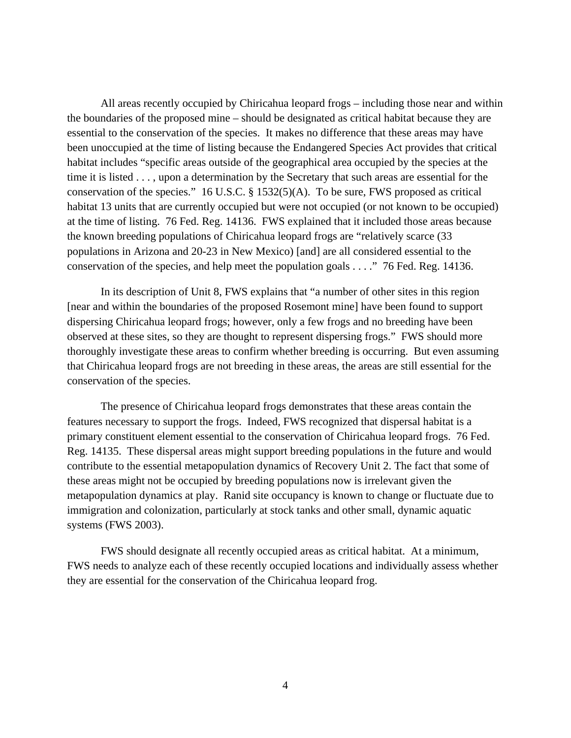All areas recently occupied by Chiricahua leopard frogs – including those near and within the boundaries of the proposed mine – should be designated as critical habitat because they are essential to the conservation of the species. It makes no difference that these areas may have been unoccupied at the time of listing because the Endangered Species Act provides that critical habitat includes "specific areas outside of the geographical area occupied by the species at the time it is listed . . . , upon a determination by the Secretary that such areas are essential for the conservation of the species." 16 U.S.C. § 1532(5)(A). To be sure, FWS proposed as critical habitat 13 units that are currently occupied but were not occupied (or not known to be occupied) at the time of listing. 76 Fed. Reg. 14136. FWS explained that it included those areas because the known breeding populations of Chiricahua leopard frogs are "relatively scarce (33 populations in Arizona and 20-23 in New Mexico) [and] are all considered essential to the conservation of the species, and help meet the population goals . . . ." 76 Fed. Reg. 14136.

In its description of Unit 8, FWS explains that "a number of other sites in this region [near and within the boundaries of the proposed Rosemont mine] have been found to support dispersing Chiricahua leopard frogs; however, only a few frogs and no breeding have been observed at these sites, so they are thought to represent dispersing frogs." FWS should more thoroughly investigate these areas to confirm whether breeding is occurring. But even assuming that Chiricahua leopard frogs are not breeding in these areas, the areas are still essential for the conservation of the species.

The presence of Chiricahua leopard frogs demonstrates that these areas contain the features necessary to support the frogs. Indeed, FWS recognized that dispersal habitat is a primary constituent element essential to the conservation of Chiricahua leopard frogs. 76 Fed. Reg. 14135. These dispersal areas might support breeding populations in the future and would contribute to the essential metapopulation dynamics of Recovery Unit 2. The fact that some of these areas might not be occupied by breeding populations now is irrelevant given the metapopulation dynamics at play. Ranid site occupancy is known to change or fluctuate due to immigration and colonization, particularly at stock tanks and other small, dynamic aquatic systems (FWS 2003).

FWS should designate all recently occupied areas as critical habitat. At a minimum, FWS needs to analyze each of these recently occupied locations and individually assess whether they are essential for the conservation of the Chiricahua leopard frog.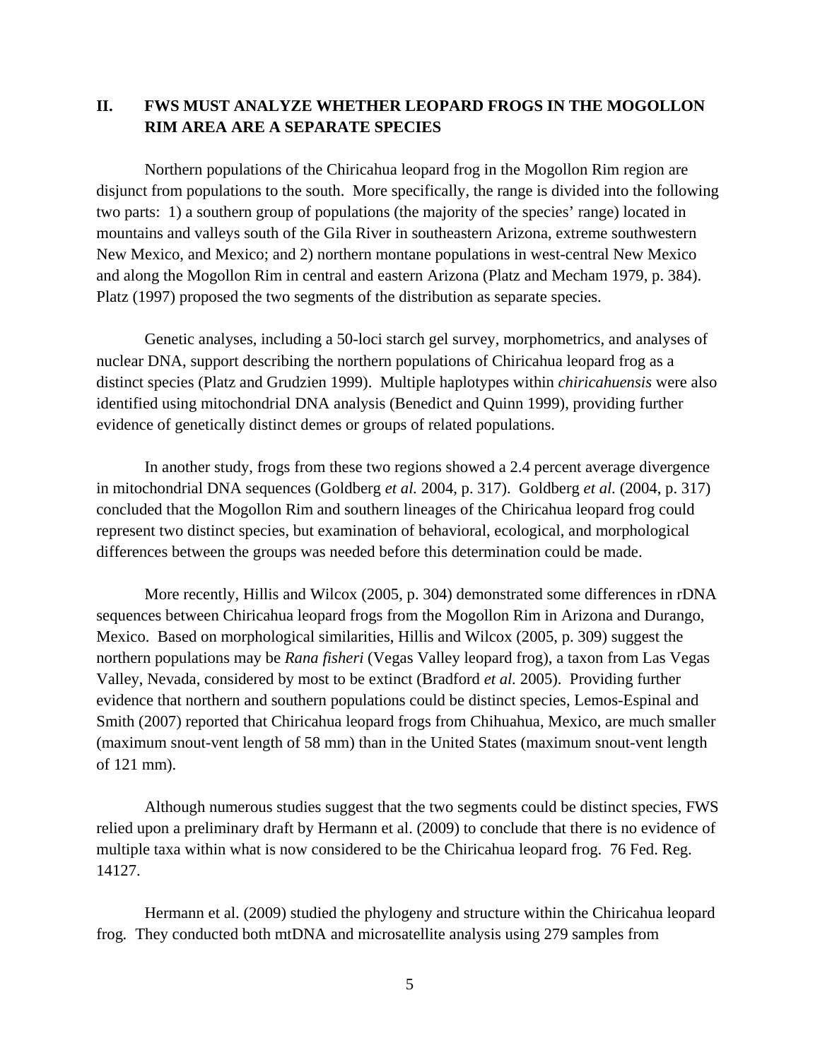## II. FWS MUST ANALYZE WHETHER LEOPARD FROGS IN THE MOGOLLON RIM AREA ARE A SEPARATE SPECIES

Northern populations of the Chiricahua leopard frog in the Mogollon Rim region are disjunct from populations to the south. More specifically, the range is divided into the following two parts: 1) a southern group of populations (the majority of the species' range) located in mountains and valleys south of the Gila River in southeastern Arizona, extreme southwestern New Mexico, and Mexico; and 2) northern montane populations in west-central New Mexico and along the Mogollon Rim in central and eastern Arizona (Platz and Mecham 1979, p. 384). Platz (1997) proposed the two segments of the distribution as separate species.

Genetic analyses, including a 50-loci starch gel survey, morphometrics, and analyses of nuclear DNA, support describing the northern populations of Chiricahua leopard frog as a distinct species (Platz and Grudzien 1999). Multiple haplotypes within *chiricahuensis* were also identified using mitochondrial DNA analysis (Benedict and Quinn 1999), providing further evidence of genetically distinct demes or groups of related populations.

In another study, frogs from these two regions showed a 2.4 percent average divergence in mitochondrial DNA sequences (Goldberg *et al.* 2004, p. 317). Goldberg *et al.* (2004, p. 317) concluded that the Mogollon Rim and southern lineages of the Chiricahua leopard frog could represent two distinct species, but examination of behavioral, ecological, and morphological differences between the groups was needed before this determination could be made.

More recently, Hillis and Wilcox (2005, p. 304) demonstrated some differences in rDNA sequences between Chiricahua leopard frogs from the Mogollon Rim in Arizona and Durango, Mexico. Based on morphological similarities, Hillis and Wilcox (2005, p. 309) suggest the northern populations may be *Rana fisheri* (Vegas Valley leopard frog), a taxon from Las Vegas Valley, Nevada, considered by most to be extinct (Bradford *et al.* 2005). Providing further evidence that northern and southern populations could be distinct species, Lemos-Espinal and Smith (2007) reported that Chiricahua leopard frogs from Chihuahua, Mexico, are much smaller (maximum snout-vent length of 58 mm) than in the United States (maximum snout-vent length of 121 mm).

Although numerous studies suggest that the two segments could be distinct species, FWS relied upon a preliminary draft by Hermann et al. (2009) to conclude that there is no evidence of multiple taxa within what is now considered to be the Chiricahua leopard frog. 76 Fed. Reg. 14127.

Hermann et al. (2009) studied the phylogeny and structure within the Chiricahua leopard frog. They conducted both mtDNA and microsatellite analysis using 279 samples from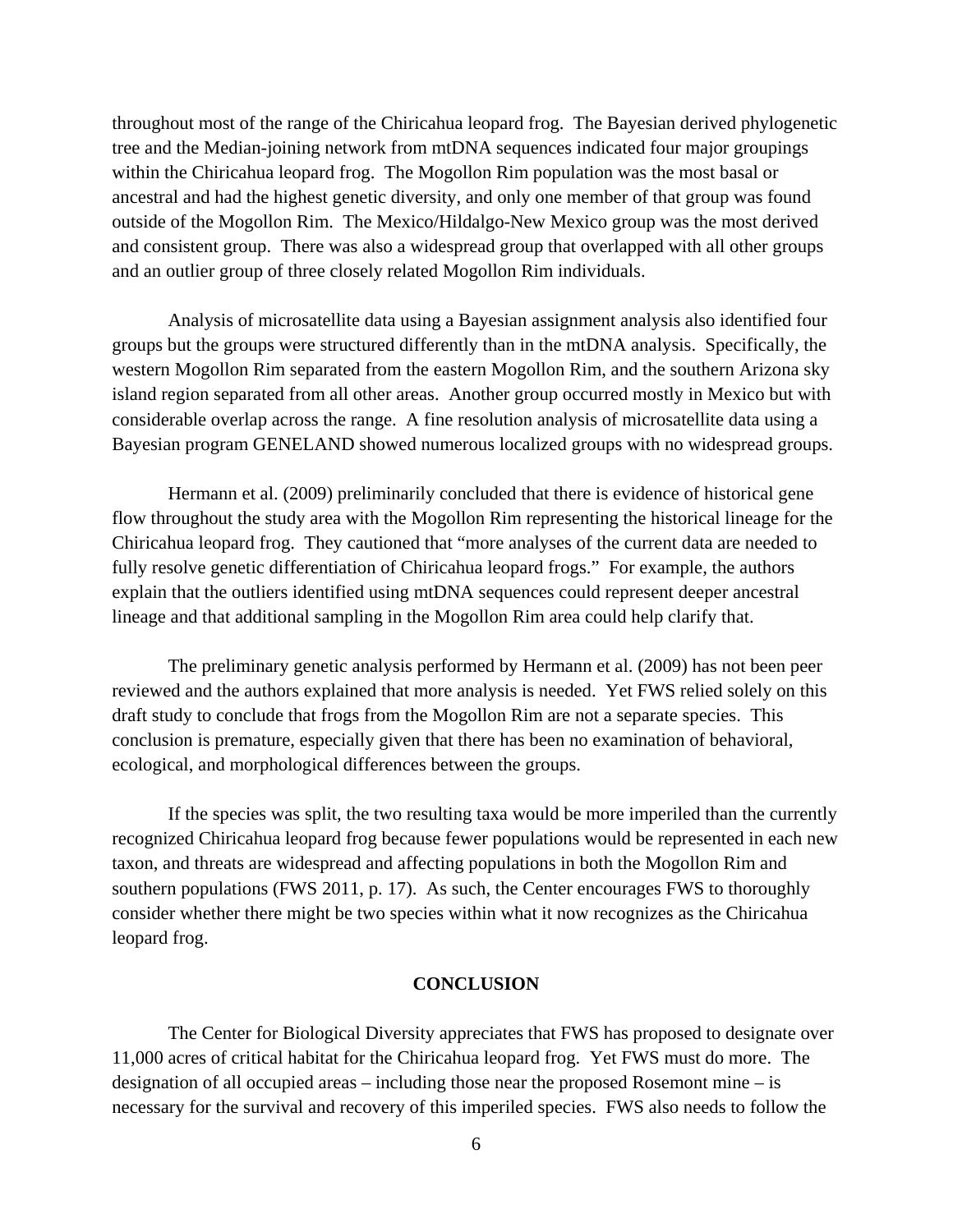throughout most of the range of the Chiricahua leopard frog. The Bayesian derived phylogenetic tree and the Median-joining network from mtDNA sequences indicated four major groupings within the Chiricahua leopard frog. The Mogollon Rim population was the most basal or ancestral and had the highest genetic diversity, and only one member of that group was found outside of the Mogollon Rim. The Mexico/Hildalgo-New Mexico group was the most derived and consistent group. There was also a widespread group that overlapped with all other groups and an outlier group of three closely related Mogollon Rim individuals.

Analysis of microsatellite data using a Bayesian assignment analysis also identified four groups but the groups were structured differently than in the mtDNA analysis. Specifically, the western Mogollon Rim separated from the eastern Mogollon Rim, and the southern Arizona sky island region separated from all other areas. Another group occurred mostly in Mexico but with considerable overlap across the range. A fine resolution analysis of microsatellite data using a Bayesian program GENELAND showed numerous localized groups with no widespread groups.

Hermann et al. (2009) preliminarily concluded that there is evidence of historical gene flow throughout the study area with the Mogollon Rim representing the historical lineage for the Chiricahua leopard frog. They cautioned that "more analyses of the current data are needed to fully resolve genetic differentiation of Chiricahua leopard frogs." For example, the authors explain that the outliers identified using mtDNA sequences could represent deeper ancestral lineage and that additional sampling in the Mogollon Rim area could help clarify that.

The preliminary genetic analysis performed by Hermann et al. (2009) has not been peer reviewed and the authors explained that more analysis is needed. Yet FWS relied solely on this draft study to conclude that frogs from the Mogollon Rim are not a separate species. This conclusion is premature, especially given that there has been no examination of behavioral, ecological, and morphological differences between the groups.

If the species was split, the two resulting taxa would be more imperiled than the currently recognized Chiricahua leopard frog because fewer populations would be represented in each new taxon, and threats are widespread and affecting populations in both the Mogollon Rim and southern populations (FWS 2011, p. 17). As such, the Center encourages FWS to thoroughly consider whether there might be two species within what it now recognizes as the Chiricahua leopard frog.

## CONCLUSION

The Center for Biological Diversity appreciates that FWS has proposed to designate over 11,000 acres of critical habitat for the Chiricahua leopard frog. Yet FWS must do more. The designation of all occupied areas – including those near the proposed Rosemont mine – is necessary for the survival and recovery of this imperiled species. FWS also needs to follow the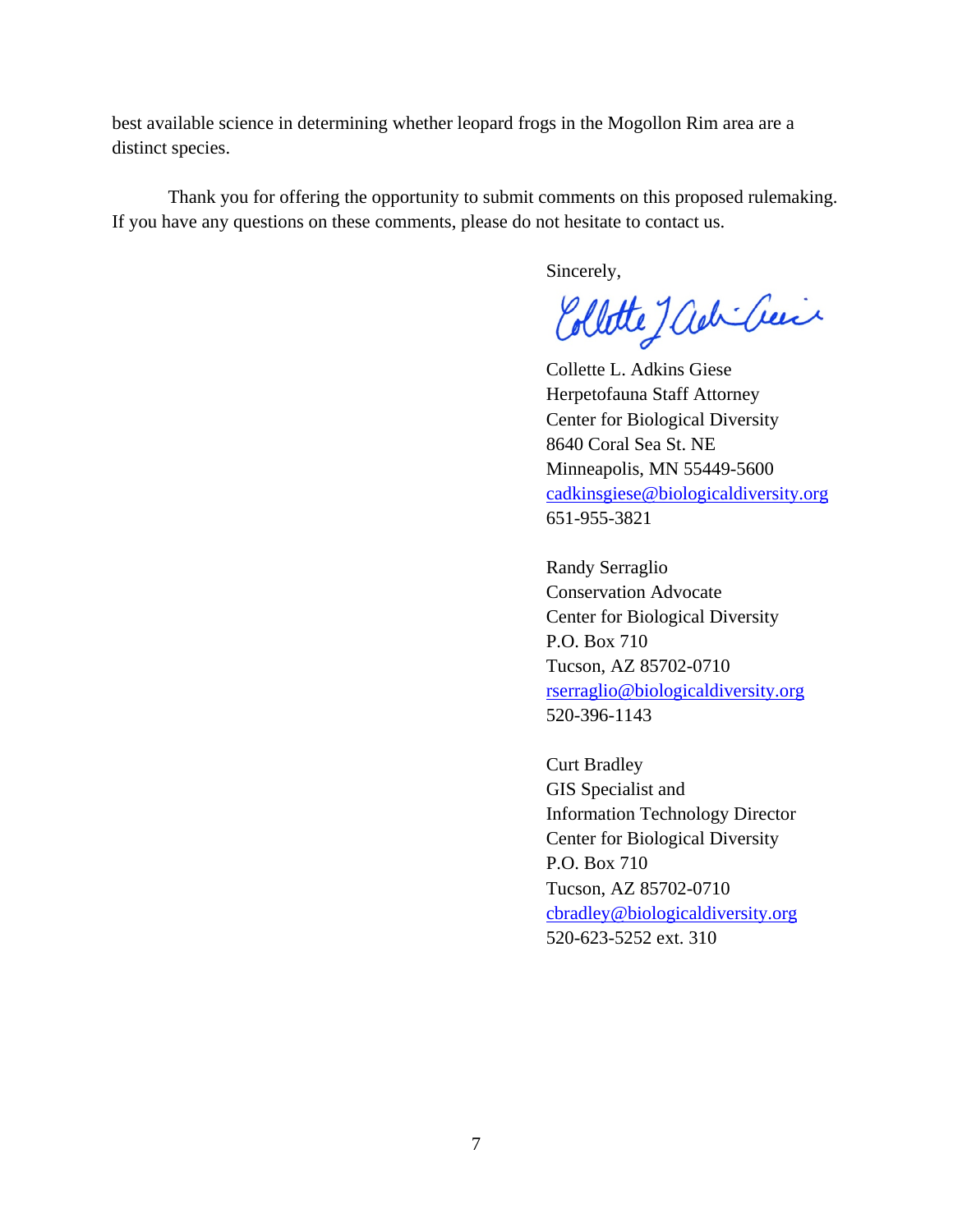best available science in determining whether leopard frogs in the Mogollon Rim area are a distinct species.

Thank you for offering the opportunity to submit comments on this proposed rulemaking. If you have any questions on these comments, please do not hesitate to contact us.

Sincerely,

Collette L. Adkins Giese
Herpetofauna Staff Attorney
Center for Biological Diversity
8640 Coral Sea St. NE
Minneapolis, MN 55449-5600
cadkinsgiese@biologicaldiversity.org
651-955-3821

Randy Serraglio
Conservation Advocate
Center for Biological Diversity
P.O. Box 710
Tucson, AZ 85702-0710
rserraglio@biologicaldiversity.org
520-396-1143

Curt Bradley
GIS Specialist and
Information Technology Director
Center for Biological Diversity
P.O. Box 710
Tucson, AZ 85702-0710
cbradley@biologicaldiversity.org
520-623-5252 ext. 310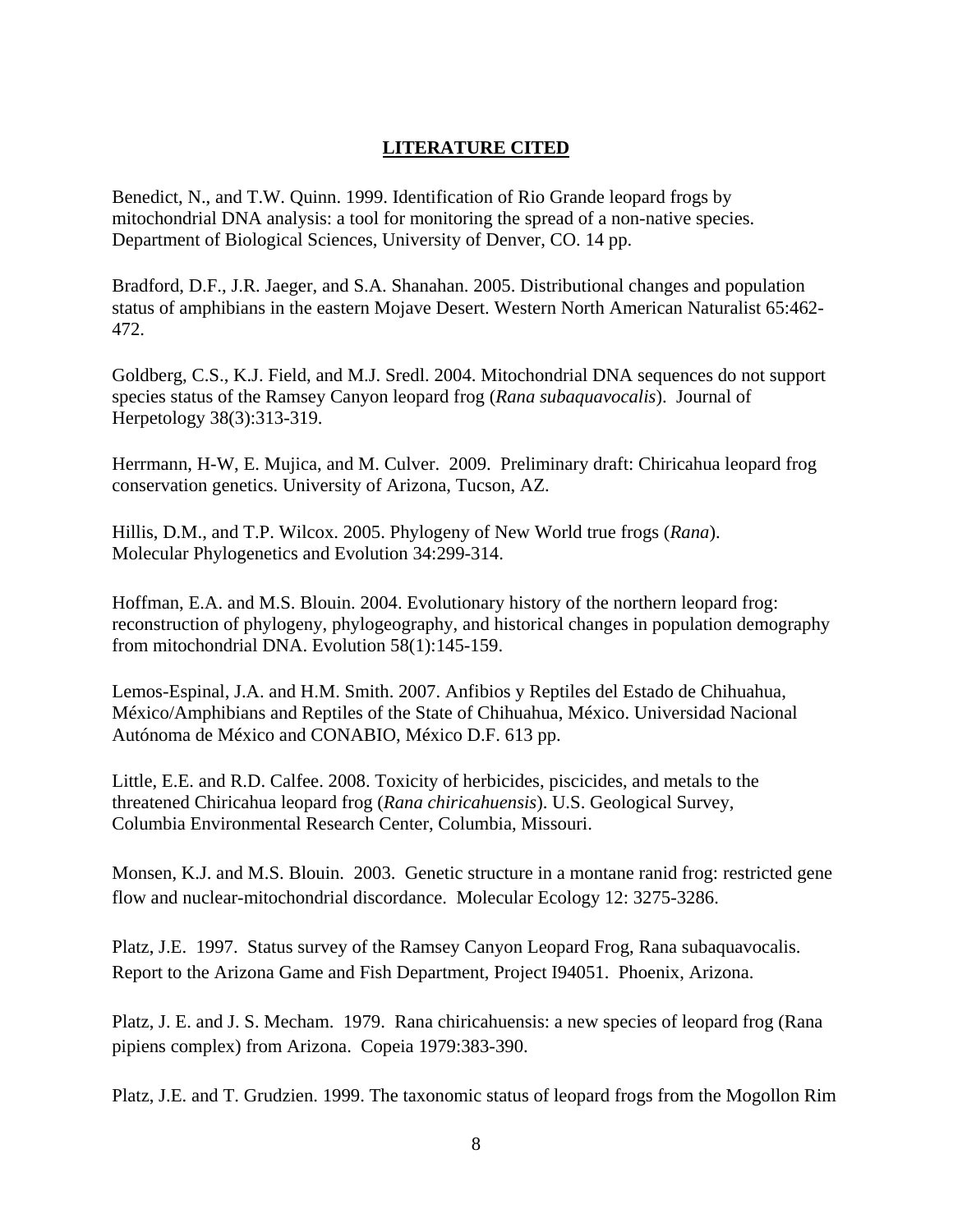## LITERATURE CITED

Benedict, N., and T.W. Quinn. 1999. Identification of Rio Grande leopard frogs by mitochondrial DNA analysis: a tool for monitoring the spread of a non-native species. Department of Biological Sciences, University of Denver, CO. 14 pp.

Bradford, D.F., J.R. Jaeger, and S.A. Shanahan. 2005. Distributional changes and population status of amphibians in the eastern Mojave Desert. Western North American Naturalist 65:462-472.

Goldberg, C.S., K.J. Field, and M.J. Sredl. 2004. Mitochondrial DNA sequences do not support species status of the Ramsey Canyon leopard frog (*Rana subaquavocalis*). Journal of Herpetology 38(3):313-319.

Herrmann, H-W, E. Mujica, and M. Culver. 2009. Preliminary draft: Chiricahua leopard frog conservation genetics. University of Arizona, Tucson, AZ.

Hillis, D.M., and T.P. Wilcox. 2005. Phylogeny of New World true frogs (*Rana*). Molecular Phylogenetics and Evolution 34:299-314.

Hoffman, E.A. and M.S. Blouin. 2004. Evolutionary history of the northern leopard frog: reconstruction of phylogeny, phylogeography, and historical changes in population demography from mitochondrial DNA. Evolution 58(1):145-159.

Lemos-Espinal, J.A. and H.M. Smith. 2007. Anfibios y Reptiles del Estado de Chihuahua, México/Amphibians and Reptiles of the State of Chihuahua, México. Universidad Nacional Autónoma de México and CONABIO, México D.F. 613 pp.

Little, E.E. and R.D. Calfee. 2008. Toxicity of herbicides, piscicides, and metals to the threatened Chiricahua leopard frog (*Rana chiricahuensis*). U.S. Geological Survey, Columbia Environmental Research Center, Columbia, Missouri.

Monsen, K.J. and M.S. Blouin. 2003. Genetic structure in a montane ranid frog: restricted gene flow and nuclear-mitochondrial discordance. Molecular Ecology 12: 3275-3286.

Platz, J.E. 1997. Status survey of the Ramsey Canyon Leopard Frog, Rana subaquavocalis. Report to the Arizona Game and Fish Department, Project I94051. Phoenix, Arizona.

Platz, J. E. and J. S. Mecham. 1979. Rana chiricahuensis: a new species of leopard frog (Rana pipiens complex) from Arizona. Copeia 1979:383-390.

Platz, J.E. and T. Grudzien. 1999. The taxonomic status of leopard frogs from the Mogollon Rim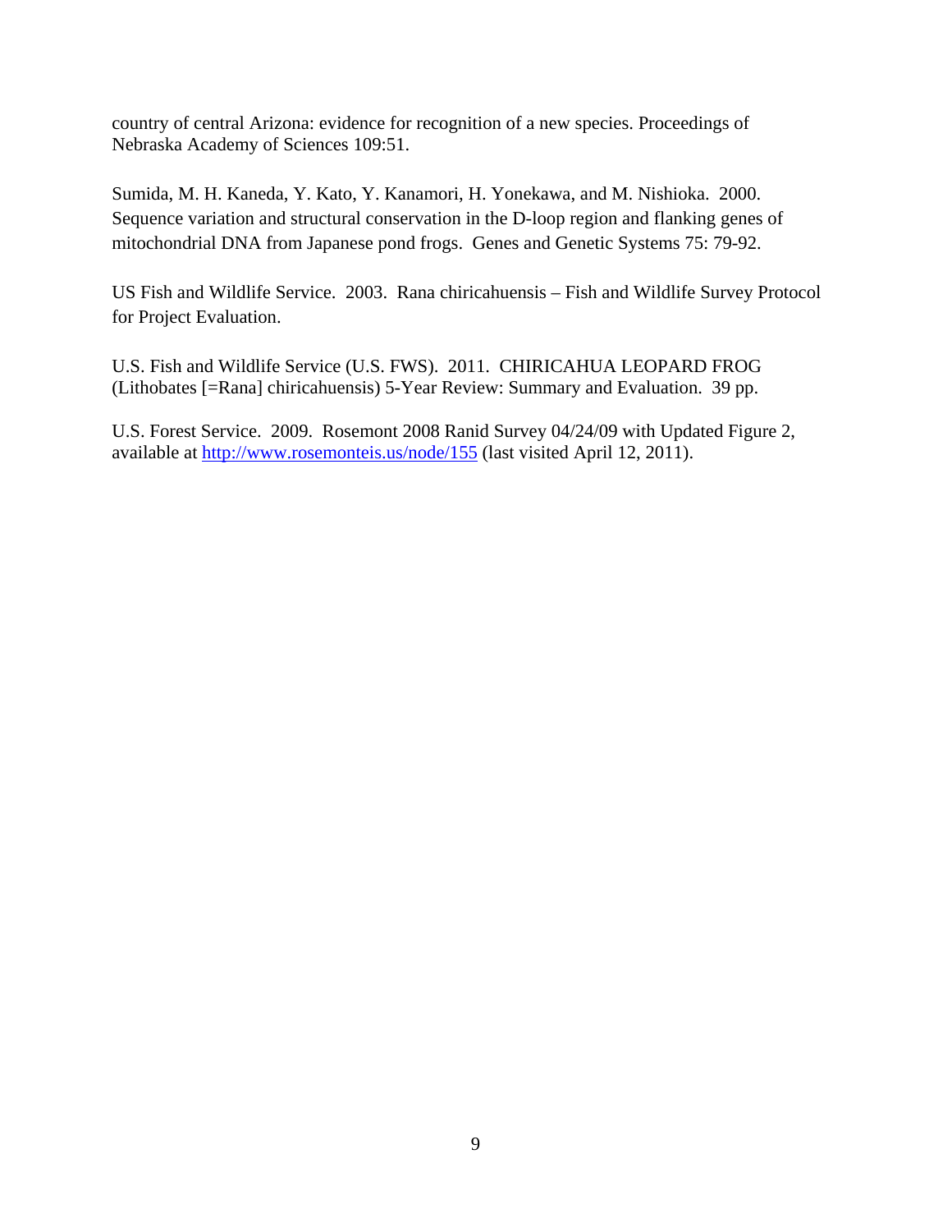country of central Arizona: evidence for recognition of a new species. Proceedings of Nebraska Academy of Sciences 109:51.

Sumida, M. H. Kaneda, Y. Kato, Y. Kanamori, H. Yonekawa, and M. Nishioka. 2000. Sequence variation and structural conservation in the D-loop region and flanking genes of mitochondrial DNA from Japanese pond frogs. Genes and Genetic Systems 75: 79-92.

US Fish and Wildlife Service. 2003. Rana chiricahuensis – Fish and Wildlife Survey Protocol for Project Evaluation.

U.S. Fish and Wildlife Service (U.S. FWS). 2011. CHIRICAHUA LEOPARD FROG (Lithobates [=Rana] chiricahuensis) 5-Year Review: Summary and Evaluation. 39 pp.

U.S. Forest Service. 2009. Rosemont 2008 Ranid Survey 04/24/09 with Updated Figure 2, available at http://www.rosemonteis.us/node/155 (last visited April 12, 2011).